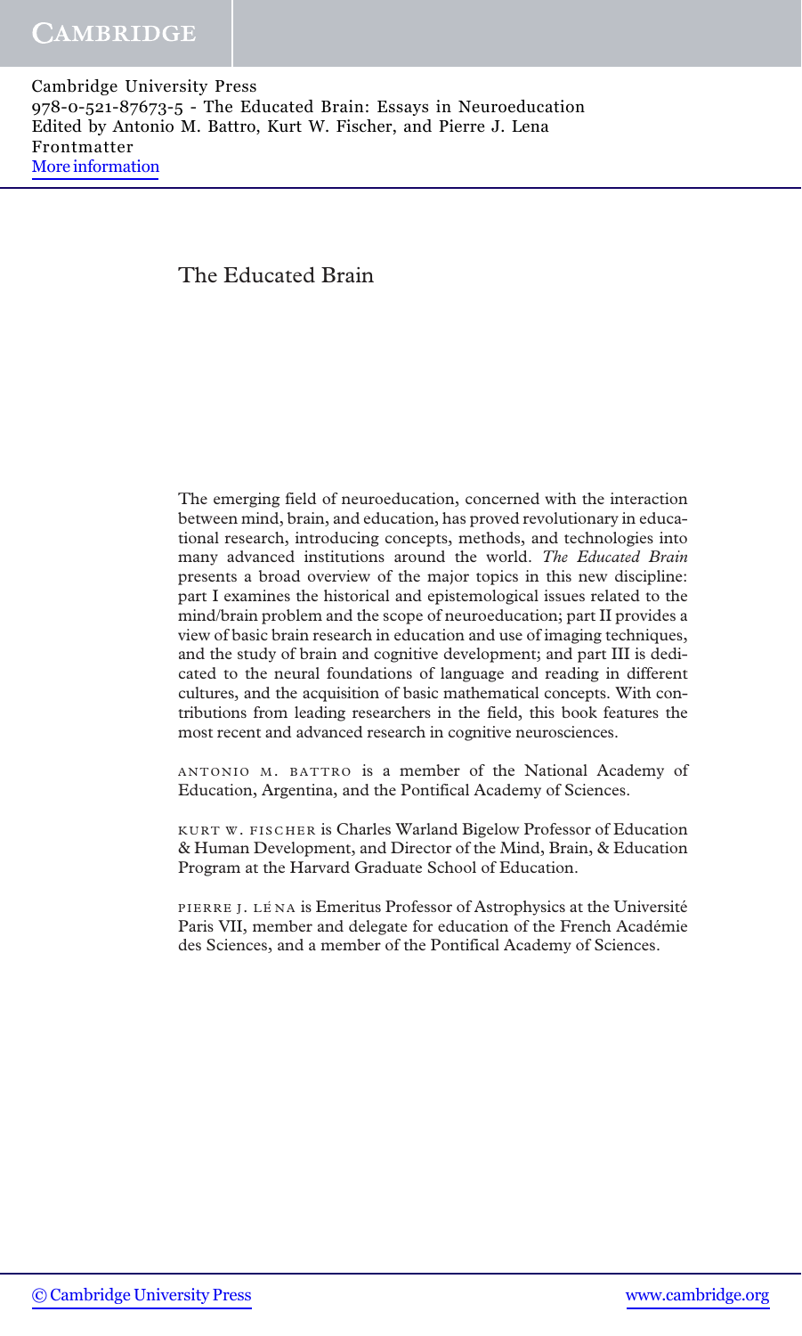# The Educated Brain

The emerging field of neuroeducation, concerned with the interaction between mind, brain, and education, has proved revolutionary in educational research, introducing concepts, methods, and technologies into many advanced institutions around the world. *The Educated Brain* presents a broad overview of the major topics in this new discipline: part I examines the historical and epistemological issues related to the mind/brain problem and the scope of neuroeducation; part II provides a view of basic brain research in education and use of imaging techniques, and the study of brain and cognitive development; and part III is dedicated to the neural foundations of language and reading in different cultures, and the acquisition of basic mathematical concepts. With contributions from leading researchers in the field, this book features the most recent and advanced research in cognitive neurosciences.

ANTONIO M. BATTRO is a member of the National Academy of Education, Argentina, and the Pontifical Academy of Sciences.

KURT W. FISCHER is Charles Warland Bigelow Professor of Education & Human Development, and Director of the Mind, Brain, & Education Program at the Harvard Graduate School of Education.

PIERRE J. LÉNA is Emeritus Professor of Astrophysics at the Université Paris VII, member and delegate for education of the French Académie des Sciences, and a member of the Pontifical Academy of Sciences.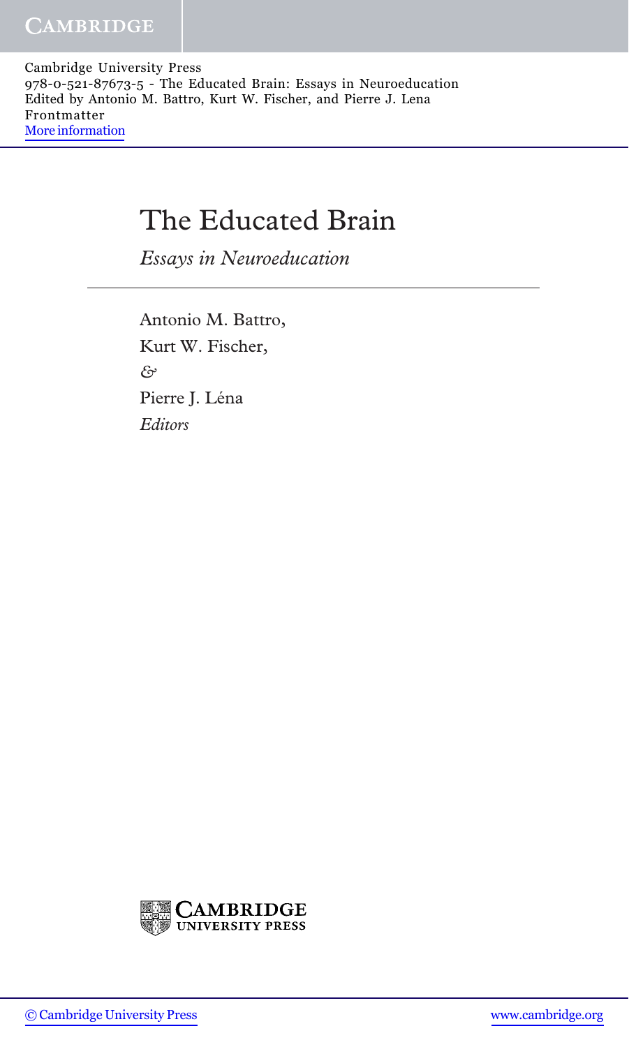# The Educated Brain

*Essays in Neuroeducation*

Antonio M. Battro,
Kurt W. Fischer,
*&*
Pierre J. Léna
*Editors*

CAMBRIDGE UNIVERSITY PRESS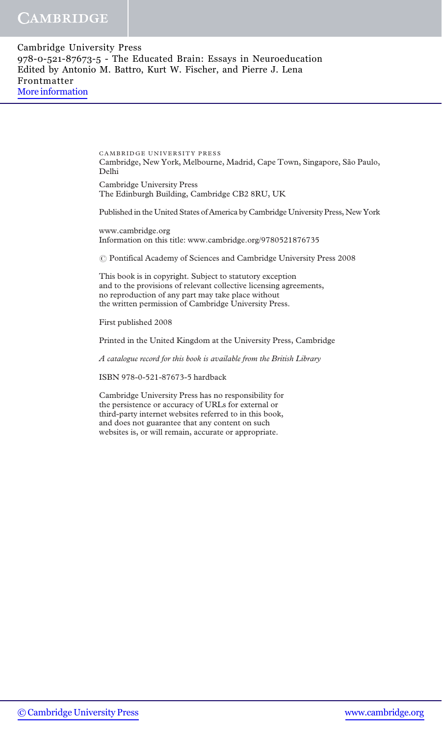CAMBRIDGE UNIVERSITY PRESS
Cambridge, New York, Melbourne, Madrid, Cape Town, Singapore, São Paulo, Delhi

Cambridge University Press
The Edinburgh Building, Cambridge CB2 8RU, UK

Published in the United States of America by Cambridge University Press, New York

www.cambridge.org
Information on this title: www.cambridge.org/9780521876735

© Pontifical Academy of Sciences and Cambridge University Press 2008

This book is in copyright. Subject to statutory exception
and to the provisions of relevant collective licensing agreements,
no reproduction of any part may take place without
the written permission of Cambridge University Press.

First published 2008

Printed in the United Kingdom at the University Press, Cambridge

*A catalogue record for this book is available from the British Library*

ISBN 978-0-521-87673-5 hardback

Cambridge University Press has no responsibility for
the persistence or accuracy of URLs for external or
third-party internet websites referred to in this book,
and does not guarantee that any content on such
websites is, or will remain, accurate or appropriate.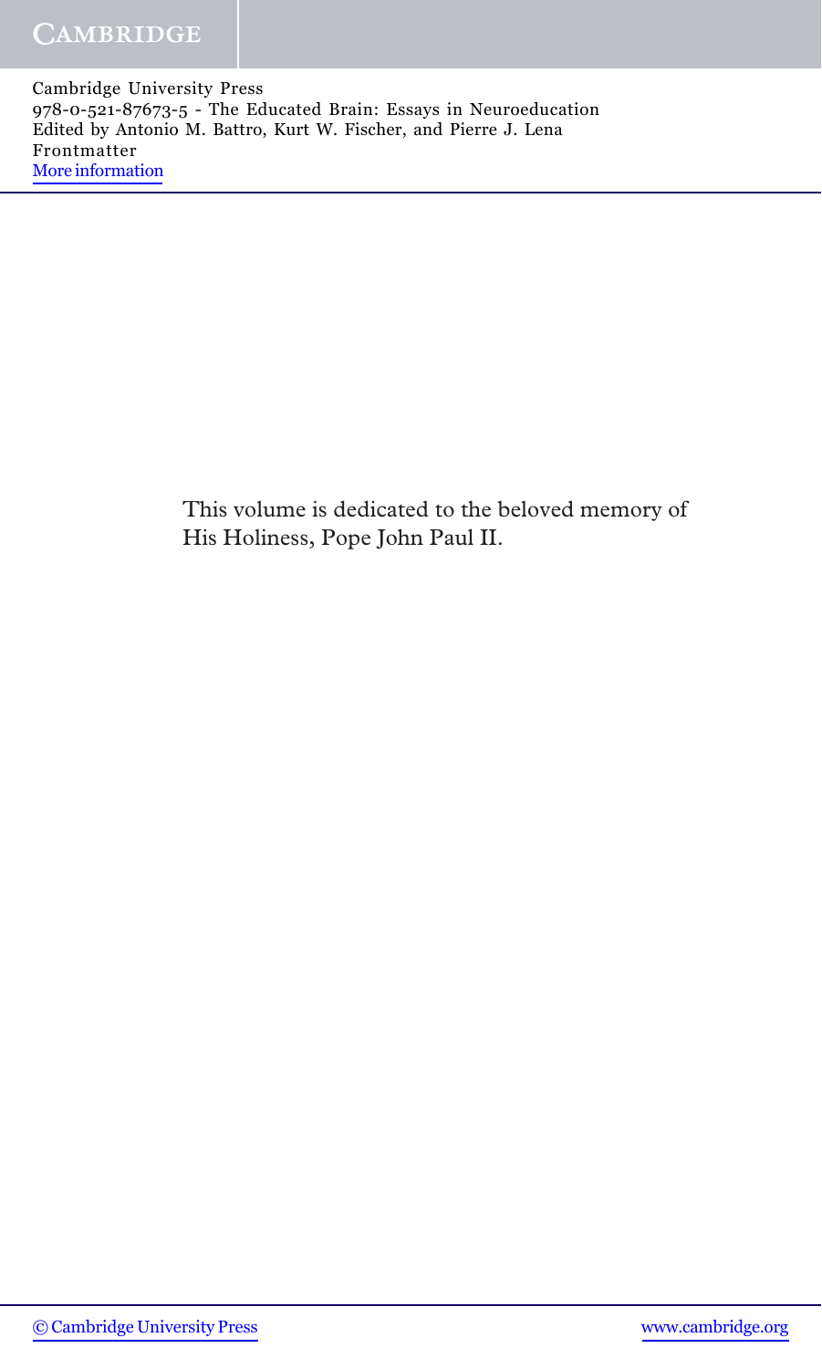This volume is dedicated to the beloved memory of His Holiness, Pope John Paul II.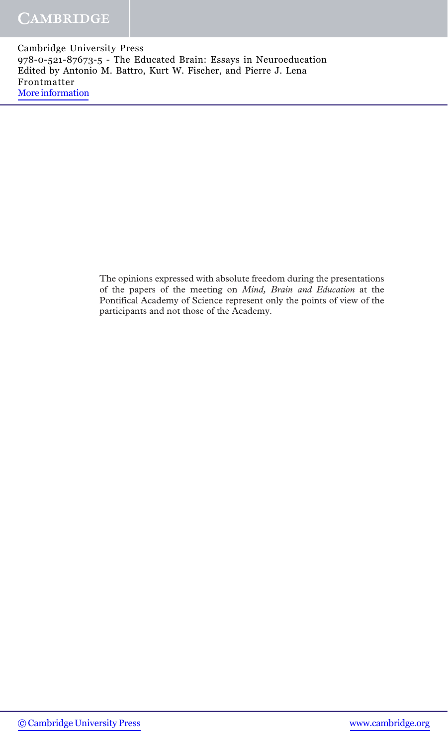The opinions expressed with absolute freedom during the presentations of the papers of the meeting on *Mind, Brain and Education* at the Pontifical Academy of Science represent only the points of view of the participants and not those of the Academy.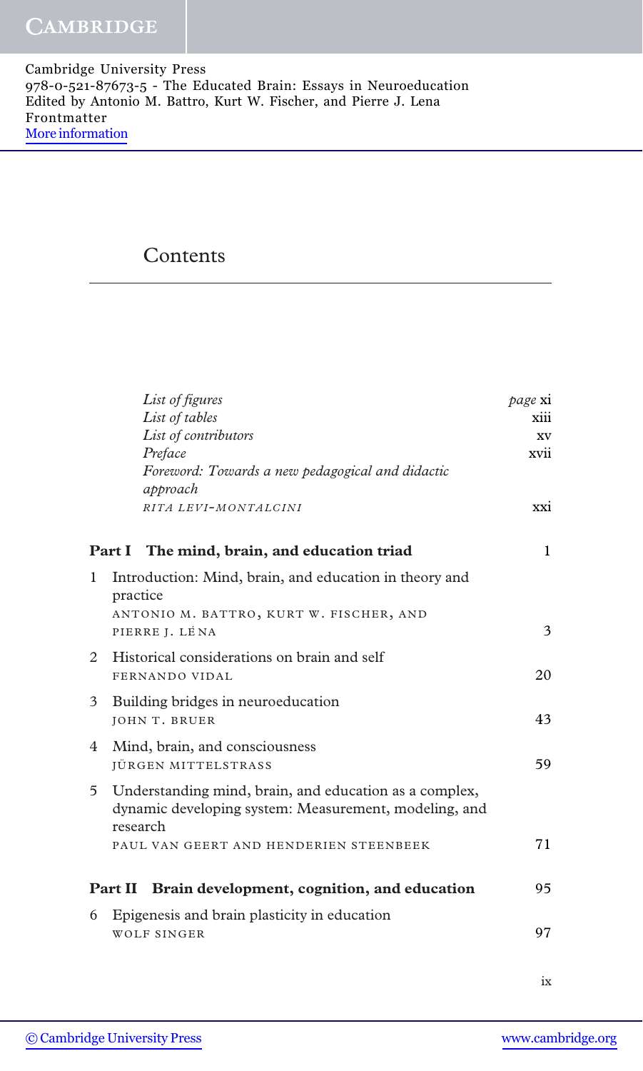# Contents

| | | |
|---|---|---|
| | *List of figures* | *page* xi |
| | *List of tables* | xiii |
| | *List of contributors* | xv |
| | *Preface* | xvii |
| | *Foreword: Towards a new pedagogical and didactic approach* <br> RITA LEVI-MONTALCINI | xxi |
| **Part I** | **The mind, brain, and education triad** | 1 |
| 1 | Introduction: Mind, brain, and education in theory and practice <br> ANTONIO M. BATTRO, KURT W. FISCHER, AND PIERRE J. LÉNA | 3 |
| 2 | Historical considerations on brain and self <br> FERNANDO VIDAL | 20 |
| 3 | Building bridges in neuroeducation <br> JOHN T. BRUER | 43 |
| 4 | Mind, brain, and consciousness <br> JÜRGEN MITTELSTRASS | 59 |
| 5 | Understanding mind, brain, and education as a complex, dynamic developing system: Measurement, modeling, and research <br> PAUL VAN GEERT AND HENDERIEN STEENBEEK | 71 |
| **Part II** | **Brain development, cognition, and education** | 95 |
| 6 | Epigenesis and brain plasticity in education <br> WOLF SINGER | 97 |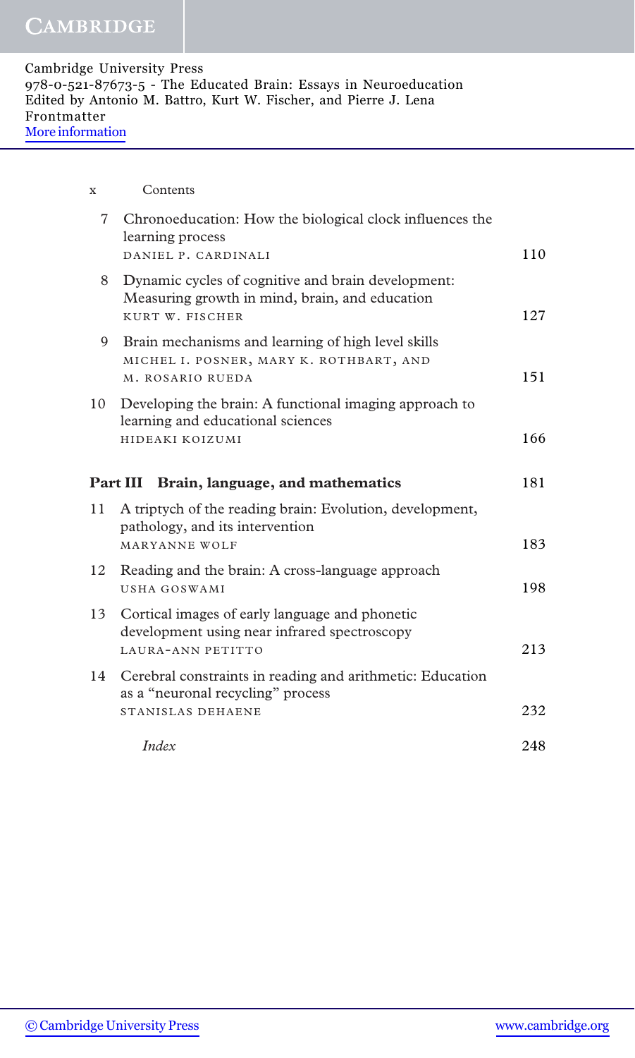7 Chronoeducation: How the biological clock influences the learning process
DANIEL P. CARDINALI — 110

8 Dynamic cycles of cognitive and brain development: Measuring growth in mind, brain, and education
KURT W. FISCHER — 127

9 Brain mechanisms and learning of high level skills
MICHEL I. POSNER, MARY K. ROTHBART, AND M. ROSARIO RUEDA — 151

10 Developing the brain: A functional imaging approach to learning and educational sciences
HIDEAKI KOIZUMI — 166

## Part III Brain, language, and mathematics — 181

11 A triptych of the reading brain: Evolution, development, pathology, and its intervention
MARYANNE WOLF — 183

12 Reading and the brain: A cross-language approach
USHA GOSWAMI — 198

13 Cortical images of early language and phonetic development using near infrared spectroscopy
LAURA-ANN PETITTO — 213

14 Cerebral constraints in reading and arithmetic: Education as a "neuronal recycling" process
STANISLAS DEHAENE — 232

*Index* — 248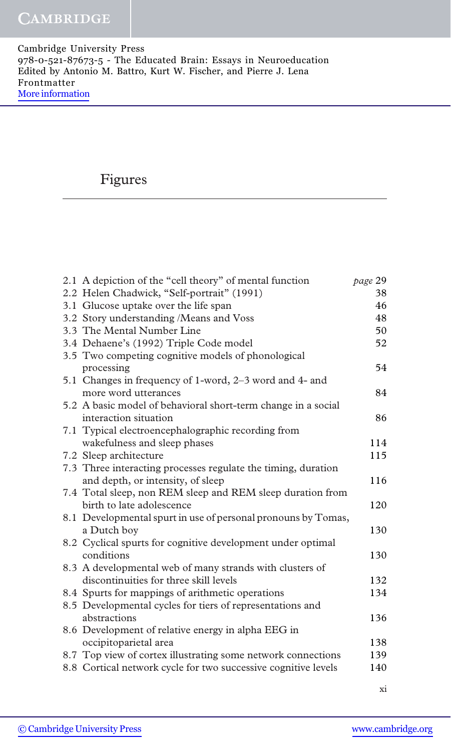# Figures

| | | page |
|---|---|---|
| 2.1 | A depiction of the "cell theory" of mental function | 29 |
| 2.2 | Helen Chadwick, "Self-portrait" (1991) | 38 |
| 3.1 | Glucose uptake over the life span | 46 |
| 3.2 | Story understanding /Means and Voss | 48 |
| 3.3 | The Mental Number Line | 50 |
| 3.4 | Dehaene's (1992) Triple Code model | 52 |
| 3.5 | Two competing cognitive models of phonological processing | 54 |
| 5.1 | Changes in frequency of 1-word, 2–3 word and 4- and more word utterances | 84 |
| 5.2 | A basic model of behavioral short-term change in a social interaction situation | 86 |
| 7.1 | Typical electroencephalographic recording from wakefulness and sleep phases | 114 |
| 7.2 | Sleep architecture | 115 |
| 7.3 | Three interacting processes regulate the timing, duration and depth, or intensity, of sleep | 116 |
| 7.4 | Total sleep, non REM sleep and REM sleep duration from birth to late adolescence | 120 |
| 8.1 | Developmental spurt in use of personal pronouns by Tomas, a Dutch boy | 130 |
| 8.2 | Cyclical spurts for cognitive development under optimal conditions | 130 |
| 8.3 | A developmental web of many strands with clusters of discontinuities for three skill levels | 132 |
| 8.4 | Spurts for mappings of arithmetic operations | 134 |
| 8.5 | Developmental cycles for tiers of representations and abstractions | 136 |
| 8.6 | Development of relative energy in alpha EEG in occipitoparietal area | 138 |
| 8.7 | Top view of cortex illustrating some network connections | 139 |
| 8.8 | Cortical network cycle for two successive cognitive levels | 140 |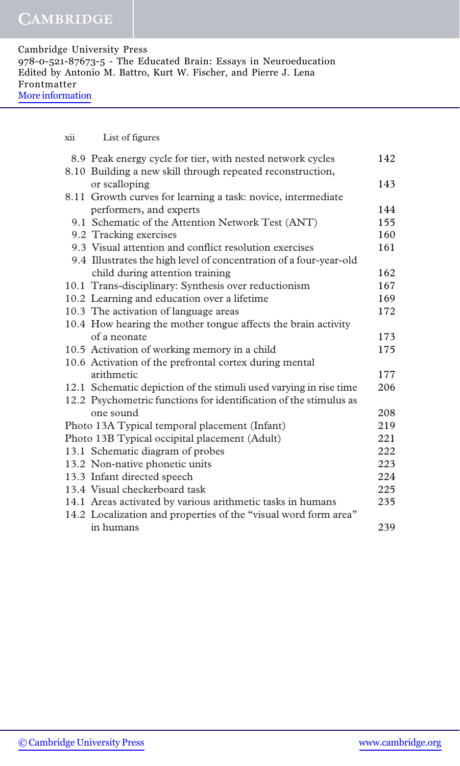| | | |
|---|---|---|
| 8.9 | Peak energy cycle for tier, with nested network cycles | 142 |
| 8.10 | Building a new skill through repeated reconstruction, or scalloping | 143 |
| 8.11 | Growth curves for learning a task: novice, intermediate performers, and experts | 144 |
| 9.1 | Schematic of the Attention Network Test (ANT) | 155 |
| 9.2 | Tracking exercises | 160 |
| 9.3 | Visual attention and conflict resolution exercises | 161 |
| 9.4 | Illustrates the high level of concentration of a four-year-old child during attention training | 162 |
| 10.1 | Trans-disciplinary: Synthesis over reductionism | 167 |
| 10.2 | Learning and education over a lifetime | 169 |
| 10.3 | The activation of language areas | 172 |
| 10.4 | How hearing the mother tongue affects the brain activity of a neonate | 173 |
| 10.5 | Activation of working memory in a child | 175 |
| 10.6 | Activation of the prefrontal cortex during mental arithmetic | 177 |
| 12.1 | Schematic depiction of the stimuli used varying in rise time | 206 |
| 12.2 | Psychometric functions for identification of the stimulus as one sound | 208 |
| Photo 13A | Typical temporal placement (Infant) | 219 |
| Photo 13B | Typical occipital placement (Adult) | 221 |
| 13.1 | Schematic diagram of probes | 222 |
| 13.2 | Non-native phonetic units | 223 |
| 13.3 | Infant directed speech | 224 |
| 13.4 | Visual checkerboard task | 225 |
| 14.1 | Areas activated by various arithmetic tasks in humans | 235 |
| 14.2 | Localization and properties of the “visual word form area” in humans | 239 |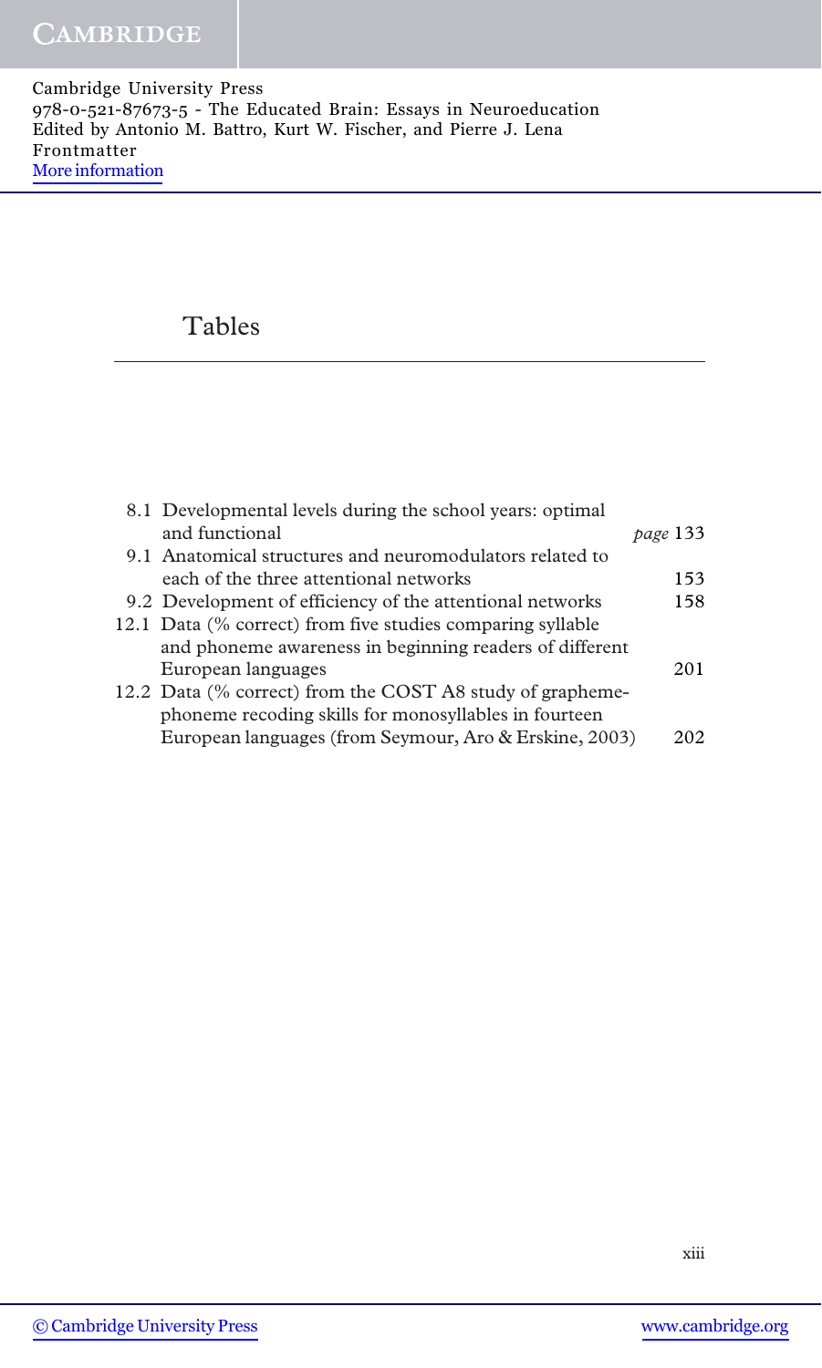# Tables

| | | |
|---|---|---|
| 8.1 | Developmental levels during the school years: optimal and functional | *page* 133 |
| 9.1 | Anatomical structures and neuromodulators related to each of the three attentional networks | 153 |
| 9.2 | Development of efficiency of the attentional networks | 158 |
| 12.1 | Data (% correct) from five studies comparing syllable and phoneme awareness in beginning readers of different European languages | 201 |
| 12.2 | Data (% correct) from the COST A8 study of grapheme-phoneme recoding skills for monosyllables in fourteen European languages (from Seymour, Aro & Erskine, 2003) | 202 |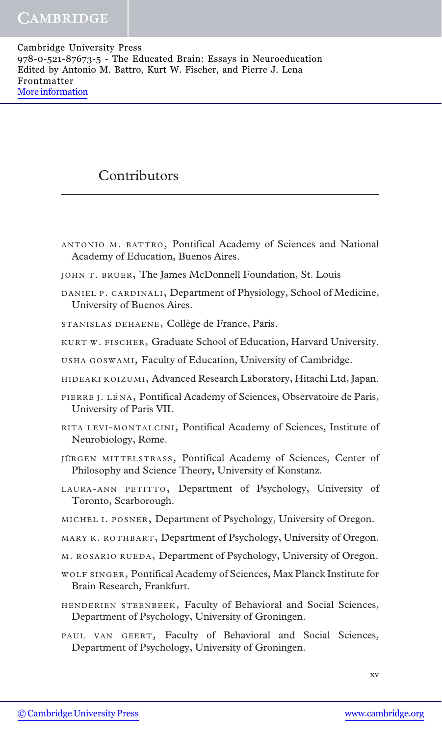# Contributors

ANTONIO M. BATTRO, Pontifical Academy of Sciences and National Academy of Education, Buenos Aires.

JOHN T. BRUER, The James McDonnell Foundation, St. Louis

DANIEL P. CARDINALI, Department of Physiology, School of Medicine, University of Buenos Aires.

STANISLAS DEHAENE, Collège de France, Paris.

KURT W. FISCHER, Graduate School of Education, Harvard University.

USHA GOSWAMI, Faculty of Education, University of Cambridge.

HIDEAKI KOIZUMI, Advanced Research Laboratory, Hitachi Ltd, Japan.

PIERRE J. LÉNA, Pontifical Academy of Sciences, Observatoire de Paris, University of Paris VII.

RITA LEVI-MONTALCINI, Pontifical Academy of Sciences, Institute of Neurobiology, Rome.

JÜRGEN MITTELSTRASS, Pontifical Academy of Sciences, Center of Philosophy and Science Theory, University of Konstanz.

LAURA-ANN PETITTO, Department of Psychology, University of Toronto, Scarborough.

MICHEL I. POSNER, Department of Psychology, University of Oregon.

MARY K. ROTHBART, Department of Psychology, University of Oregon.

M. ROSARIO RUEDA, Department of Psychology, University of Oregon.

WOLF SINGER, Pontifical Academy of Sciences, Max Planck Institute for Brain Research, Frankfurt.

HENDERIEN STEENBEEK, Faculty of Behavioral and Social Sciences, Department of Psychology, University of Groningen.

PAUL VAN GEERT, Faculty of Behavioral and Social Sciences, Department of Psychology, University of Groningen.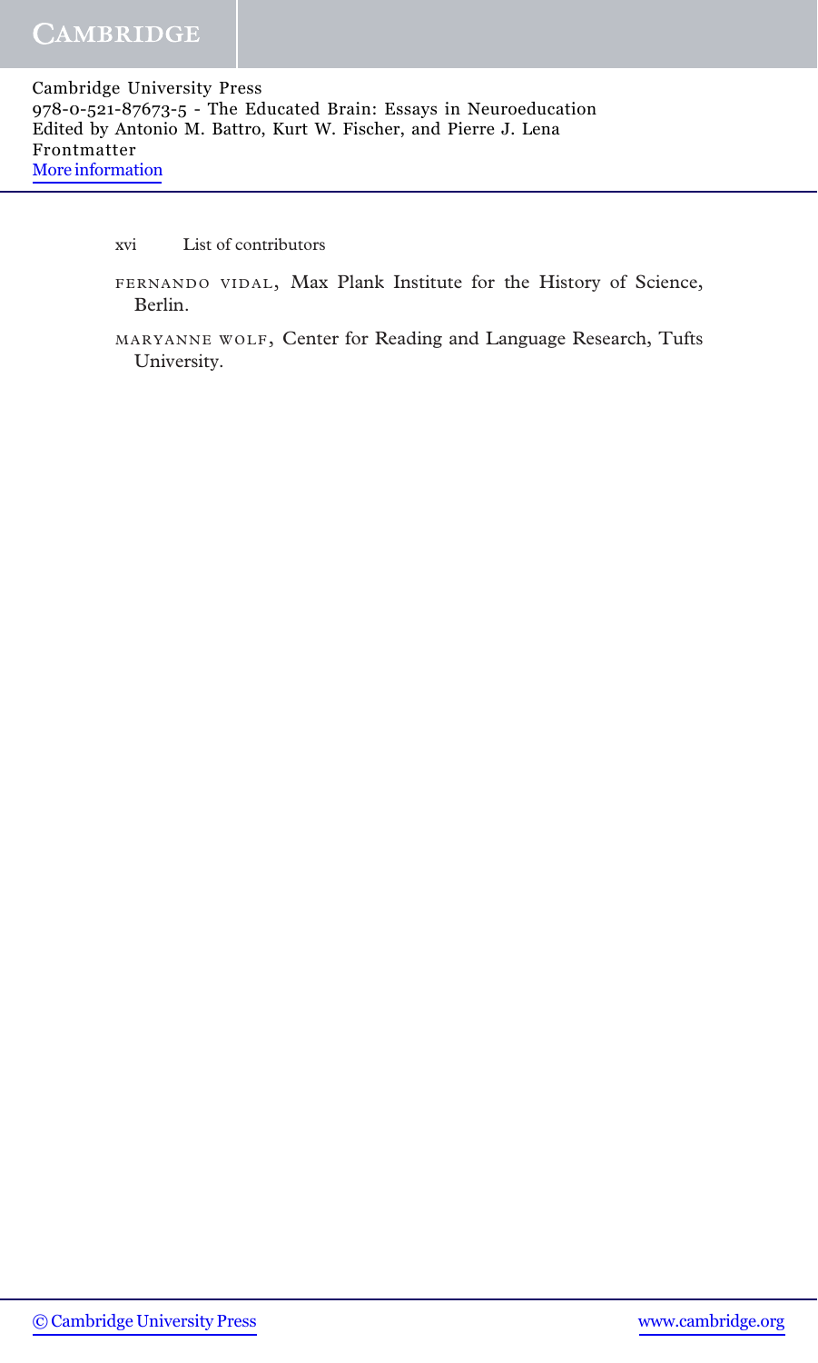FERNANDO VIDAL, Max Plank Institute for the History of Science, Berlin.

MARYANNE WOLF, Center for Reading and Language Research, Tufts University.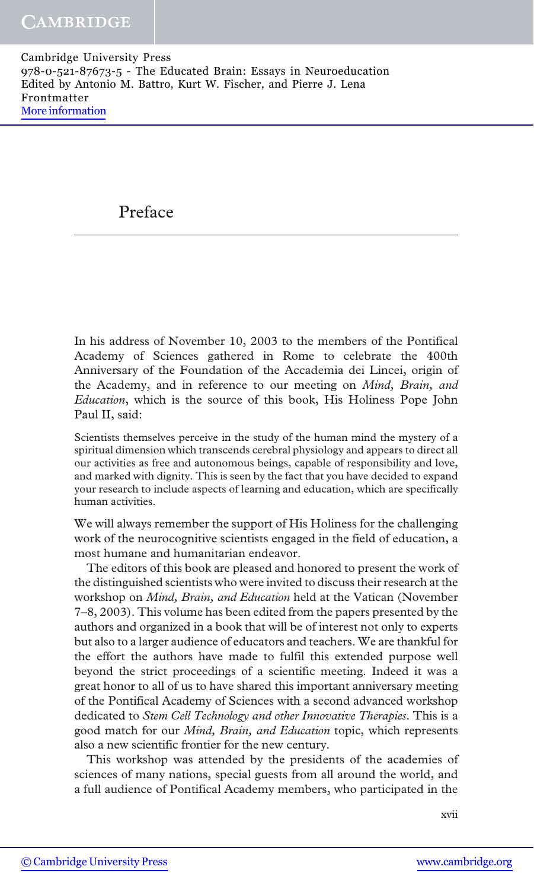# Preface

In his address of November 10, 2003 to the members of the Pontifical Academy of Sciences gathered in Rome to celebrate the 400th Anniversary of the Foundation of the Accademia dei Lincei, origin of the Academy, and in reference to our meeting on *Mind, Brain, and Education*, which is the source of this book, His Holiness Pope John Paul II, said:

> Scientists themselves perceive in the study of the human mind the mystery of a spiritual dimension which transcends cerebral physiology and appears to direct all our activities as free and autonomous beings, capable of responsibility and love, and marked with dignity. This is seen by the fact that you have decided to expand your research to include aspects of learning and education, which are specifically human activities.

We will always remember the support of His Holiness for the challenging work of the neurocognitive scientists engaged in the field of education, a most humane and humanitarian endeavor.

The editors of this book are pleased and honored to present the work of the distinguished scientists who were invited to discuss their research at the workshop on *Mind, Brain, and Education* held at the Vatican (November 7–8, 2003). This volume has been edited from the papers presented by the authors and organized in a book that will be of interest not only to experts but also to a larger audience of educators and teachers. We are thankful for the effort the authors have made to fulfil this extended purpose well beyond the strict proceedings of a scientific meeting. Indeed it was a great honor to all of us to have shared this important anniversary meeting of the Pontifical Academy of Sciences with a second advanced workshop dedicated to *Stem Cell Technology and other Innovative Therapies*. This is a good match for our *Mind, Brain, and Education* topic, which represents also a new scientific frontier for the new century.

This workshop was attended by the presidents of the academies of sciences of many nations, special guests from all around the world, and a full audience of Pontifical Academy members, who participated in the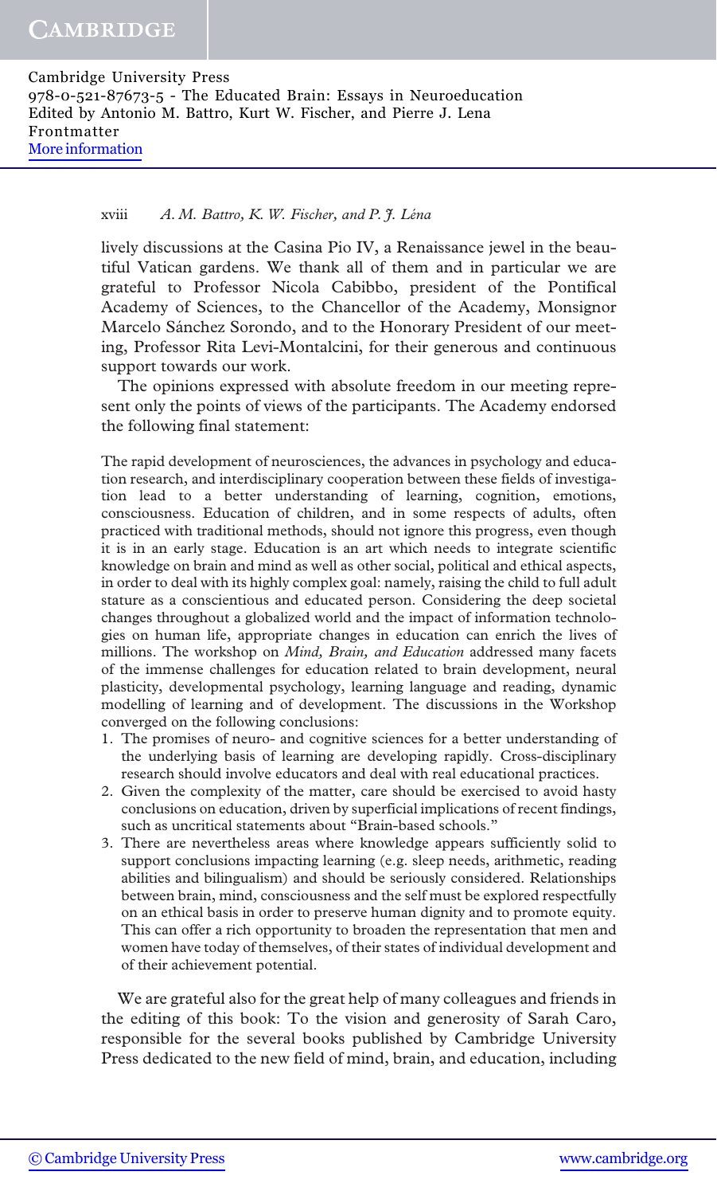lively discussions at the Casina Pio IV, a Renaissance jewel in the beautiful Vatican gardens. We thank all of them and in particular we are grateful to Professor Nicola Cabibbo, president of the Pontifical Academy of Sciences, to the Chancellor of the Academy, Monsignor Marcelo Sánchez Sorondo, and to the Honorary President of our meeting, Professor Rita Levi-Montalcini, for their generous and continuous support towards our work.

The opinions expressed with absolute freedom in our meeting represent only the points of views of the participants. The Academy endorsed the following final statement:

> The rapid development of neurosciences, the advances in psychology and education research, and interdisciplinary cooperation between these fields of investigation lead to a better understanding of learning, cognition, emotions, consciousness. Education of children, and in some respects of adults, often practiced with traditional methods, should not ignore this progress, even though it is in an early stage. Education is an art which needs to integrate scientific knowledge on brain and mind as well as other social, political and ethical aspects, in order to deal with its highly complex goal: namely, raising the child to full adult stature as a conscientious and educated person. Considering the deep societal changes throughout a globalized world and the impact of information technologies on human life, appropriate changes in education can enrich the lives of millions. The workshop on *Mind, Brain, and Education* addressed many facets of the immense challenges for education related to brain development, neural plasticity, developmental psychology, learning language and reading, dynamic modelling of learning and of development. The discussions in the Workshop converged on the following conclusions:
>
> 1. The promises of neuro- and cognitive sciences for a better understanding of the underlying basis of learning are developing rapidly. Cross-disciplinary research should involve educators and deal with real educational practices.
> 2. Given the complexity of the matter, care should be exercised to avoid hasty conclusions on education, driven by superficial implications of recent findings, such as uncritical statements about "Brain-based schools."
> 3. There are nevertheless areas where knowledge appears sufficiently solid to support conclusions impacting learning (e.g. sleep needs, arithmetic, reading abilities and bilingualism) and should be seriously considered. Relationships between brain, mind, consciousness and the self must be explored respectfully on an ethical basis in order to preserve human dignity and to promote equity. This can offer a rich opportunity to broaden the representation that men and women have today of themselves, of their states of individual development and of their achievement potential.

We are grateful also for the great help of many colleagues and friends in the editing of this book: To the vision and generosity of Sarah Caro, responsible for the several books published by Cambridge University Press dedicated to the new field of mind, brain, and education, including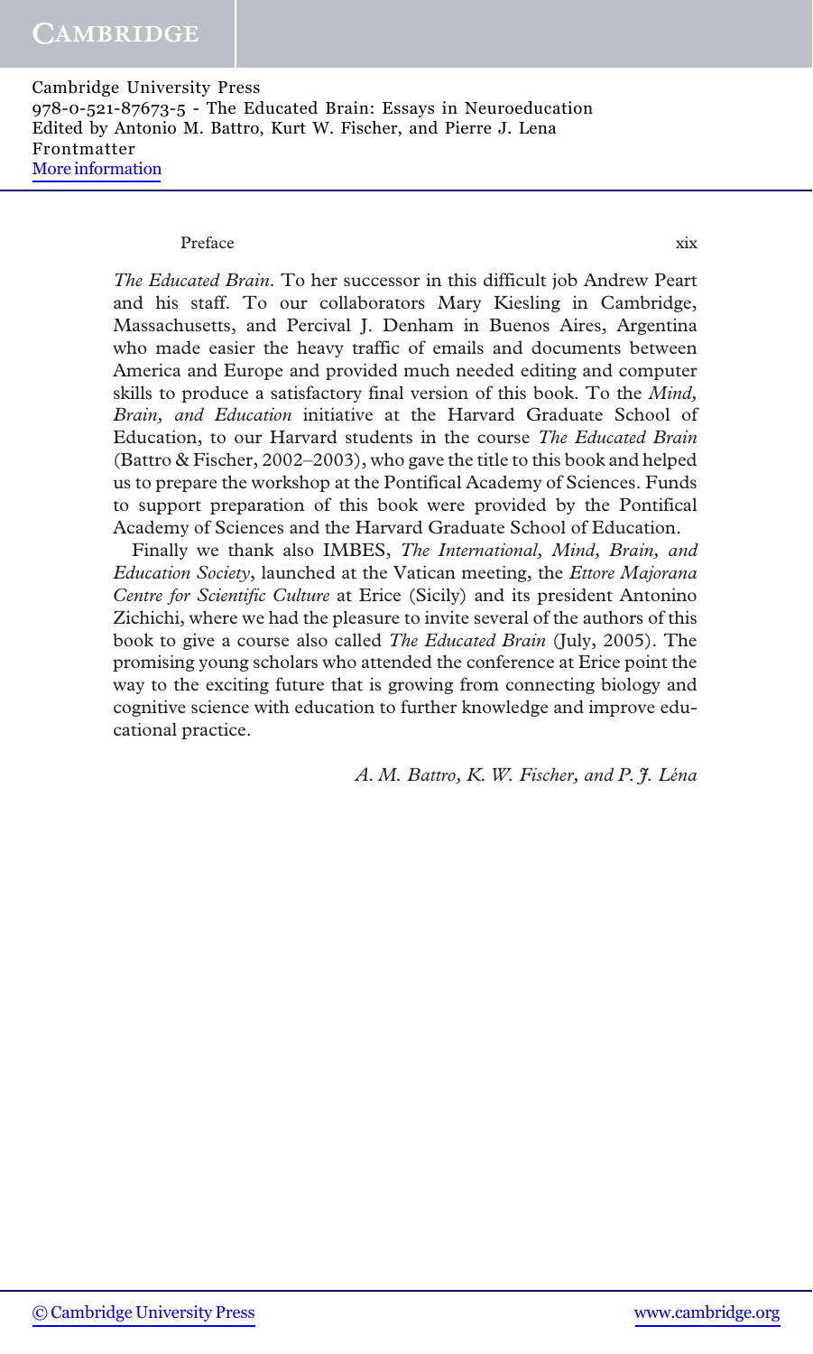*The Educated Brain*. To her successor in this difficult job Andrew Peart and his staff. To our collaborators Mary Kiesling in Cambridge, Massachusetts, and Percival J. Denham in Buenos Aires, Argentina who made easier the heavy traffic of emails and documents between America and Europe and provided much needed editing and computer skills to produce a satisfactory final version of this book. To the *Mind, Brain, and Education* initiative at the Harvard Graduate School of Education, to our Harvard students in the course *The Educated Brain* (Battro & Fischer, 2002–2003), who gave the title to this book and helped us to prepare the workshop at the Pontifical Academy of Sciences. Funds to support preparation of this book were provided by the Pontifical Academy of Sciences and the Harvard Graduate School of Education.

Finally we thank also IMBES, *The International, Mind, Brain, and Education Society*, launched at the Vatican meeting, the *Ettore Majorana Centre for Scientific Culture* at Erice (Sicily) and its president Antonino Zichichi, where we had the pleasure to invite several of the authors of this book to give a course also called *The Educated Brain* (July, 2005). The promising young scholars who attended the conference at Erice point the way to the exciting future that is growing from connecting biology and cognitive science with education to further knowledge and improve educational practice.

*A. M. Battro, K. W. Fischer, and P. J. Léna*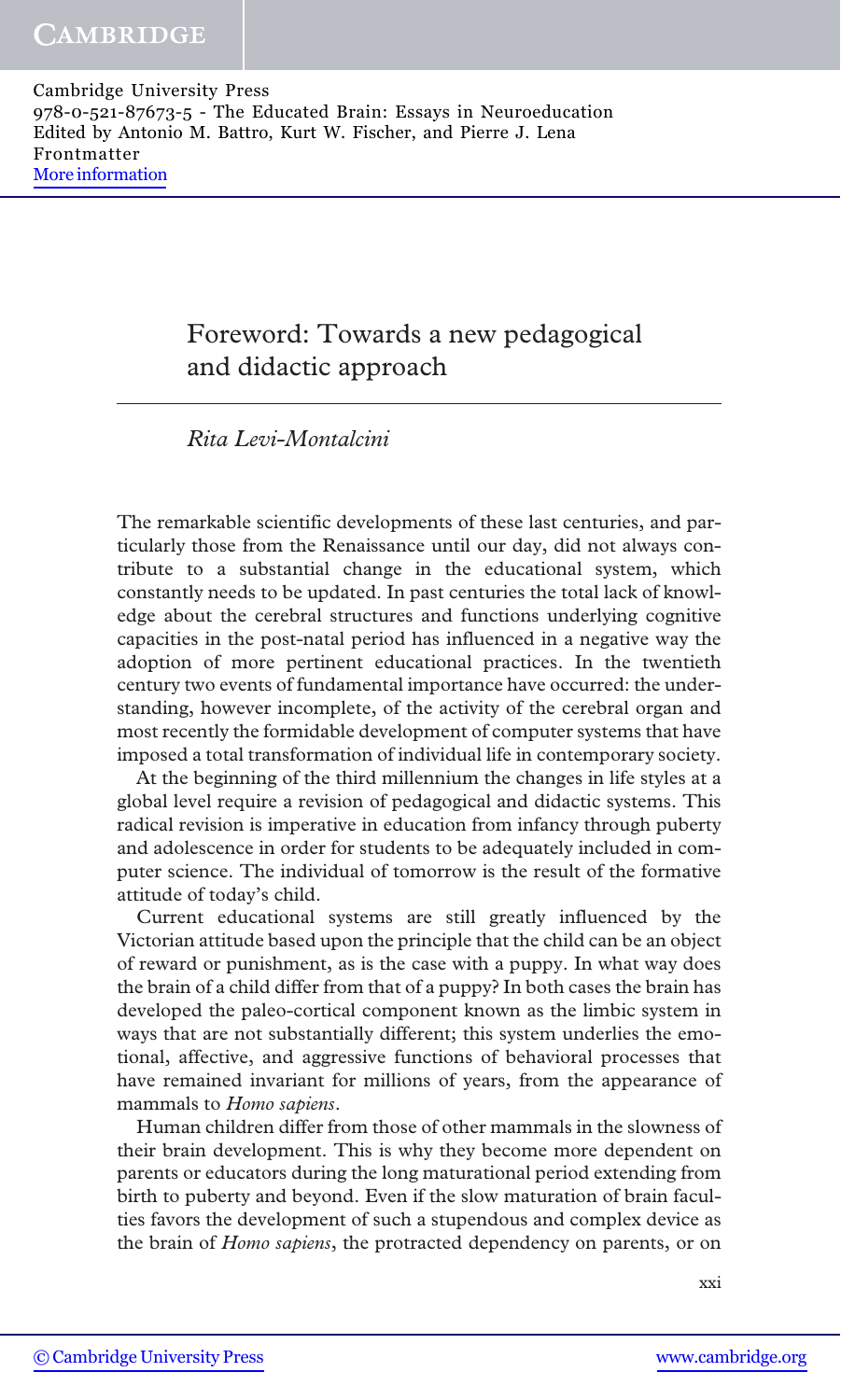# Foreword: Towards a new pedagogical and didactic approach

*Rita Levi-Montalcini*

The remarkable scientific developments of these last centuries, and particularly those from the Renaissance until our day, did not always contribute to a substantial change in the educational system, which constantly needs to be updated. In past centuries the total lack of knowledge about the cerebral structures and functions underlying cognitive capacities in the post-natal period has influenced in a negative way the adoption of more pertinent educational practices. In the twentieth century two events of fundamental importance have occurred: the understanding, however incomplete, of the activity of the cerebral organ and most recently the formidable development of computer systems that have imposed a total transformation of individual life in contemporary society.

At the beginning of the third millennium the changes in life styles at a global level require a revision of pedagogical and didactic systems. This radical revision is imperative in education from infancy through puberty and adolescence in order for students to be adequately included in computer science. The individual of tomorrow is the result of the formative attitude of today's child.

Current educational systems are still greatly influenced by the Victorian attitude based upon the principle that the child can be an object of reward or punishment, as is the case with a puppy. In what way does the brain of a child differ from that of a puppy? In both cases the brain has developed the paleo-cortical component known as the limbic system in ways that are not substantially different; this system underlies the emotional, affective, and aggressive functions of behavioral processes that have remained invariant for millions of years, from the appearance of mammals to *Homo sapiens*.

Human children differ from those of other mammals in the slowness of their brain development. This is why they become more dependent on parents or educators during the long maturational period extending from birth to puberty and beyond. Even if the slow maturation of brain faculties favors the development of such a stupendous and complex device as the brain of *Homo sapiens*, the protracted dependency on parents, or on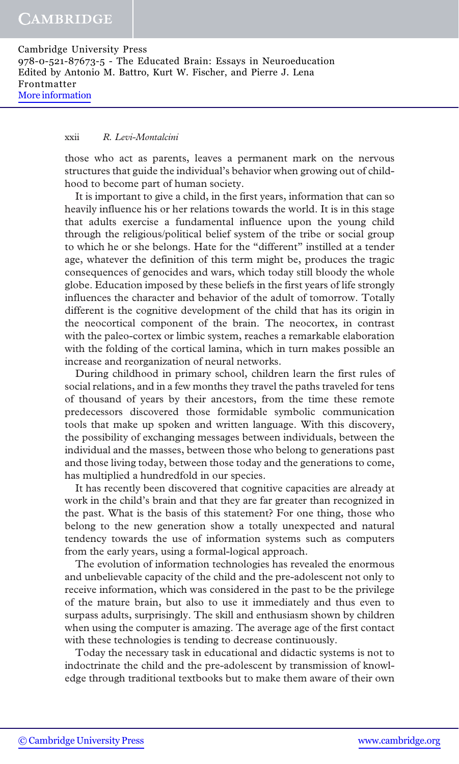those who act as parents, leaves a permanent mark on the nervous structures that guide the individual's behavior when growing out of childhood to become part of human society.

It is important to give a child, in the first years, information that can so heavily influence his or her relations towards the world. It is in this stage that adults exercise a fundamental influence upon the young child through the religious/political belief system of the tribe or social group to which he or she belongs. Hate for the "different" instilled at a tender age, whatever the definition of this term might be, produces the tragic consequences of genocides and wars, which today still bloody the whole globe. Education imposed by these beliefs in the first years of life strongly influences the character and behavior of the adult of tomorrow. Totally different is the cognitive development of the child that has its origin in the neocortical component of the brain. The neocortex, in contrast with the paleo-cortex or limbic system, reaches a remarkable elaboration with the folding of the cortical lamina, which in turn makes possible an increase and reorganization of neural networks.

During childhood in primary school, children learn the first rules of social relations, and in a few months they travel the paths traveled for tens of thousand of years by their ancestors, from the time these remote predecessors discovered those formidable symbolic communication tools that make up spoken and written language. With this discovery, the possibility of exchanging messages between individuals, between the individual and the masses, between those who belong to generations past and those living today, between those today and the generations to come, has multiplied a hundredfold in our species.

It has recently been discovered that cognitive capacities are already at work in the child's brain and that they are far greater than recognized in the past. What is the basis of this statement? For one thing, those who belong to the new generation show a totally unexpected and natural tendency towards the use of information systems such as computers from the early years, using a formal-logical approach.

The evolution of information technologies has revealed the enormous and unbelievable capacity of the child and the pre-adolescent not only to receive information, which was considered in the past to be the privilege of the mature brain, but also to use it immediately and thus even to surpass adults, surprisingly. The skill and enthusiasm shown by children when using the computer is amazing. The average age of the first contact with these technologies is tending to decrease continuously.

Today the necessary task in educational and didactic systems is not to indoctrinate the child and the pre-adolescent by transmission of knowledge through traditional textbooks but to make them aware of their own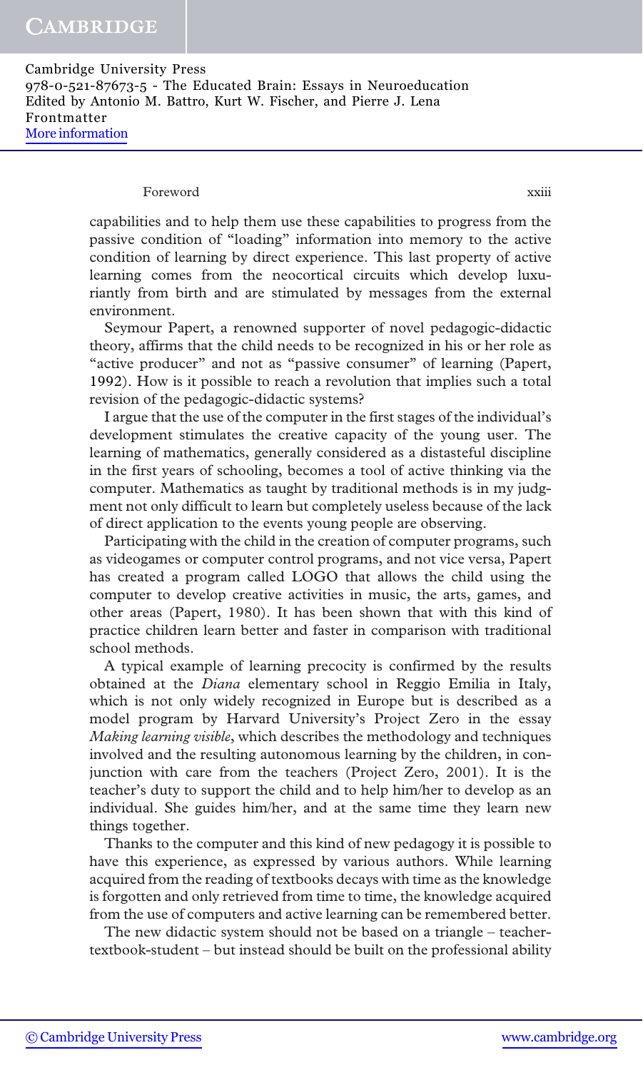capabilities and to help them use these capabilities to progress from the passive condition of "loading" information into memory to the active condition of learning by direct experience. This last property of active learning comes from the neocortical circuits which develop luxuriantly from birth and are stimulated by messages from the external environment.

Seymour Papert, a renowned supporter of novel pedagogic-didactic theory, affirms that the child needs to be recognized in his or her role as "active producer" and not as "passive consumer" of learning (Papert, 1992). How is it possible to reach a revolution that implies such a total revision of the pedagogic-didactic systems?

I argue that the use of the computer in the first stages of the individual's development stimulates the creative capacity of the young user. The learning of mathematics, generally considered as a distasteful discipline in the first years of schooling, becomes a tool of active thinking via the computer. Mathematics as taught by traditional methods is in my judgment not only difficult to learn but completely useless because of the lack of direct application to the events young people are observing.

Participating with the child in the creation of computer programs, such as videogames or computer control programs, and not vice versa, Papert has created a program called LOGO that allows the child using the computer to develop creative activities in music, the arts, games, and other areas (Papert, 1980). It has been shown that with this kind of practice children learn better and faster in comparison with traditional school methods.

A typical example of learning precocity is confirmed by the results obtained at the *Diana* elementary school in Reggio Emilia in Italy, which is not only widely recognized in Europe but is described as a model program by Harvard University's Project Zero in the essay *Making learning visible*, which describes the methodology and techniques involved and the resulting autonomous learning by the children, in conjunction with care from the teachers (Project Zero, 2001). It is the teacher's duty to support the child and to help him/her to develop as an individual. She guides him/her, and at the same time they learn new things together.

Thanks to the computer and this kind of new pedagogy it is possible to have this experience, as expressed by various authors. While learning acquired from the reading of textbooks decays with time as the knowledge is forgotten and only retrieved from time to time, the knowledge acquired from the use of computers and active learning can be remembered better.

The new didactic system should not be based on a triangle – teacher-textbook-student – but instead should be built on the professional ability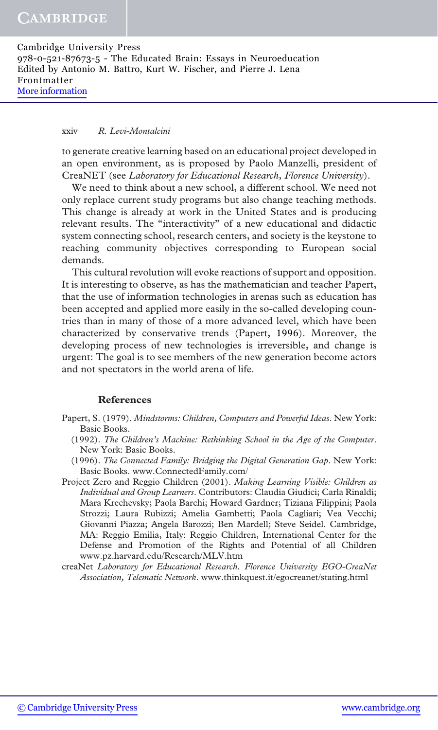to generate creative learning based on an educational project developed in an open environment, as is proposed by Paolo Manzelli, president of CreaNET (see *Laboratory for Educational Research, Florence University*).

We need to think about a new school, a different school. We need not only replace current study programs but also change teaching methods. This change is already at work in the United States and is producing relevant results. The "interactivity" of a new educational and didactic system connecting school, research centers, and society is the keystone to reaching community objectives corresponding to European social demands.

This cultural revolution will evoke reactions of support and opposition. It is interesting to observe, as has the mathematician and teacher Papert, that the use of information technologies in arenas such as education has been accepted and applied more easily in the so-called developing countries than in many of those of a more advanced level, which have been characterized by conservative trends (Papert, 1996). Moreover, the developing process of new technologies is irreversible, and change is urgent: The goal is to see members of the new generation become actors and not spectators in the world arena of life.

## References

Papert, S. (1979). *Mindstorms: Children, Computers and Powerful Ideas*. New York: Basic Books.

(1992). *The Children's Machine: Rethinking School in the Age of the Computer*. New York: Basic Books.

(1996). *The Connected Family: Bridging the Digital Generation Gap*. New York: Basic Books. www.ConnectedFamily.com/

Project Zero and Reggio Children (2001). *Making Learning Visible: Children as Individual and Group Learners*. Contributors: Claudia Giudici; Carla Rinaldi; Mara Krechevsky; Paola Barchi; Howard Gardner; Tiziana Filippini; Paola Strozzi; Laura Rubizzi; Amelia Gambetti; Paola Cagliari; Vea Vecchi; Giovanni Piazza; Angela Barozzi; Ben Mardell; Steve Seidel. Cambridge, MA: Reggio Emilia, Italy: Reggio Children, International Center for the Defense and Promotion of the Rights and Potential of all Children www.pz.harvard.edu/Research/MLV.htm

creaNet *Laboratory for Educational Research. Florence University EGO-CreaNet Association, Telematic Network*. www.thinkquest.it/egocreanet/stating.html